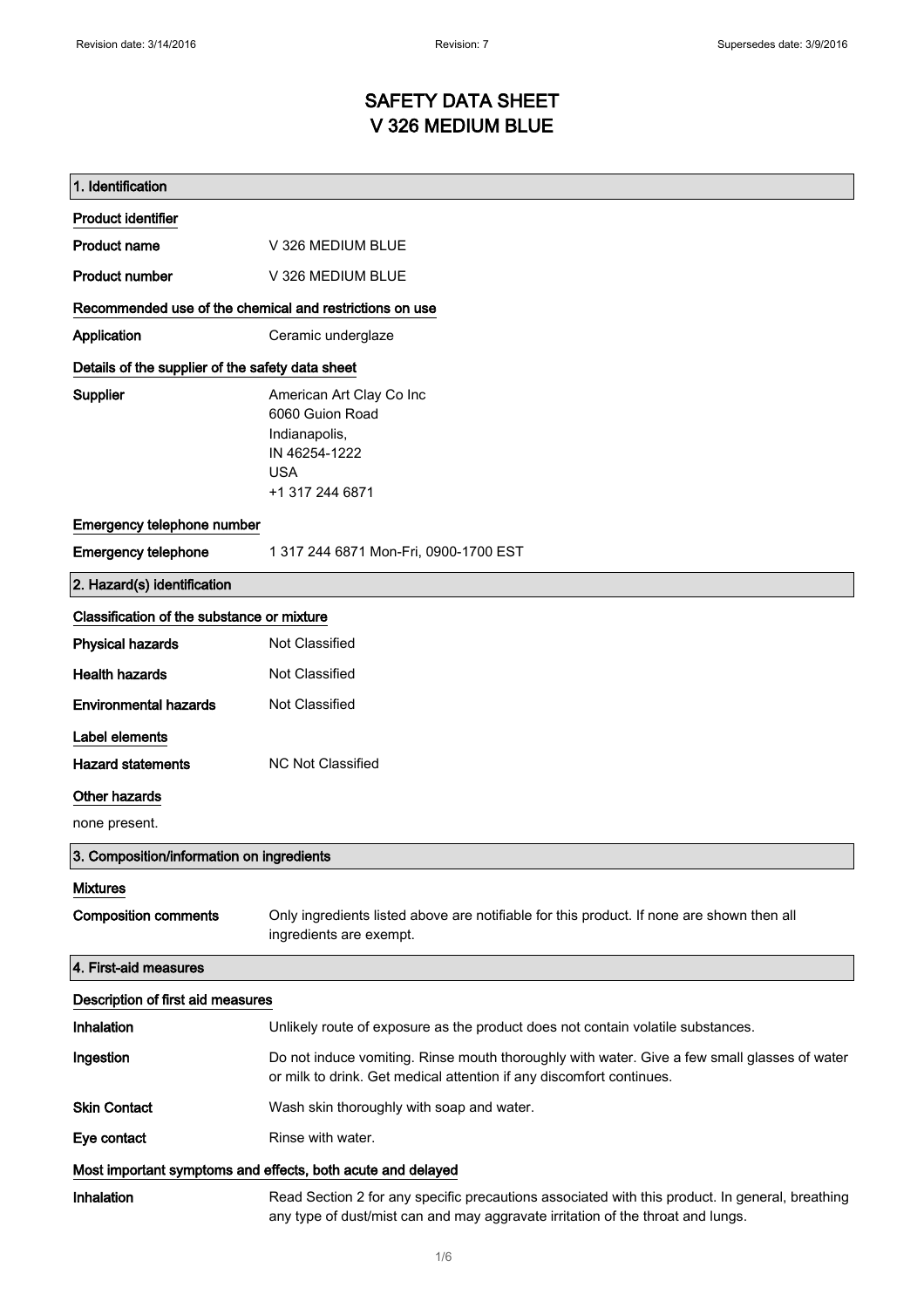# SAFETY DATA SHEET
# V 326 MEDIUM BLUE

## 1. Identification

### Product identifier

**Product name** V 326 MEDIUM BLUE

**Product number** V 326 MEDIUM BLUE

### Recommended use of the chemical and restrictions on use

**Application** Ceramic underglaze

### Details of the supplier of the safety data sheet

**Supplier**
American Art Clay Co Inc
6060 Guion Road
Indianapolis,
IN 46254-1222
USA
+1 317 244 6871

### Emergency telephone number

**Emergency telephone** 1 317 244 6871 Mon-Fri, 0900-1700 EST

## 2. Hazard(s) identification

### Classification of the substance or mixture

**Physical hazards** Not Classified

**Health hazards** Not Classified

**Environmental hazards** Not Classified

### Label elements

**Hazard statements** NC Not Classified

### Other hazards

none present.

## 3. Composition/information on ingredients

### Mixtures

**Composition comments** Only ingredients listed above are notifiable for this product. If none are shown then all ingredients are exempt.

## 4. First-aid measures

### Description of first aid measures

**Inhalation** Unlikely route of exposure as the product does not contain volatile substances.

**Ingestion** Do not induce vomiting. Rinse mouth thoroughly with water. Give a few small glasses of water or milk to drink. Get medical attention if any discomfort continues.

**Skin Contact** Wash skin thoroughly with soap and water.

**Eye contact** Rinse with water.

### Most important symptoms and effects, both acute and delayed

**Inhalation** Read Section 2 for any specific precautions associated with this product. In general, breathing any type of dust/mist can and may aggravate irritation of the throat and lungs.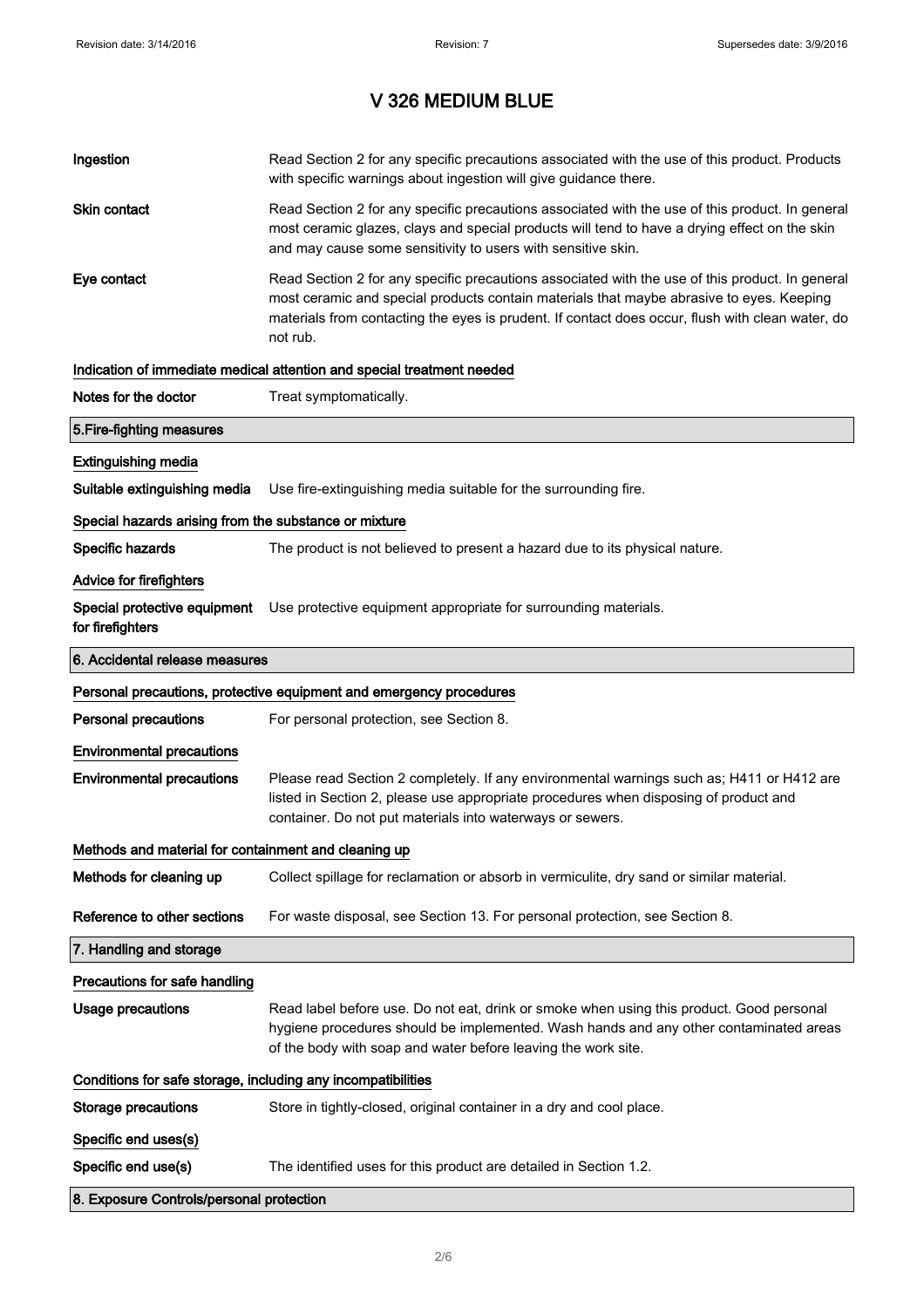# V 326 MEDIUM BLUE

| | |
|---|---|
| **Ingestion** | Read Section 2 for any specific precautions associated with the use of this product. Products with specific warnings about ingestion will give guidance there. |
| **Skin contact** | Read Section 2 for any specific precautions associated with the use of this product. In general most ceramic glazes, clays and special products will tend to have a drying effect on the skin and may cause some sensitivity to users with sensitive skin. |
| **Eye contact** | Read Section 2 for any specific precautions associated with the use of this product. In general most ceramic and special products contain materials that maybe abrasive to eyes. Keeping materials from contacting the eyes is prudent. If contact does occur, flush with clean water, do not rub. |

### Indication of immediate medical attention and special treatment needed

| | |
|---|---|
| **Notes for the doctor** | Treat symptomatically. |

## 5.Fire-fighting measures

### Extinguishing media

| | |
|---|---|
| **Suitable extinguishing media** | Use fire-extinguishing media suitable for the surrounding fire. |

### Special hazards arising from the substance or mixture

| | |
|---|---|
| **Specific hazards** | The product is not believed to present a hazard due to its physical nature. |

### Advice for firefighters

| | |
|---|---|
| **Special protective equipment for firefighters** | Use protective equipment appropriate for surrounding materials. |

## 6. Accidental release measures

### Personal precautions, protective equipment and emergency procedures

| | |
|---|---|
| **Personal precautions** | For personal protection, see Section 8. |

### Environmental precautions

| | |
|---|---|
| **Environmental precautions** | Please read Section 2 completely. If any environmental warnings such as; H411 or H412 are listed in Section 2, please use appropriate procedures when disposing of product and container. Do not put materials into waterways or sewers. |

### Methods and material for containment and cleaning up

| | |
|---|---|
| **Methods for cleaning up** | Collect spillage for reclamation or absorb in vermiculite, dry sand or similar material. |
| **Reference to other sections** | For waste disposal, see Section 13. For personal protection, see Section 8. |

## 7. Handling and storage

### Precautions for safe handling

| | |
|---|---|
| **Usage precautions** | Read label before use. Do not eat, drink or smoke when using this product. Good personal hygiene procedures should be implemented. Wash hands and any other contaminated areas of the body with soap and water before leaving the work site. |

### Conditions for safe storage, including any incompatibilities

| | |
|---|---|
| **Storage precautions** | Store in tightly-closed, original container in a dry and cool place. |

### Specific end uses(s)

| | |
|---|---|
| **Specific end use(s)** | The identified uses for this product are detailed in Section 1.2. |

## 8. Exposure Controls/personal protection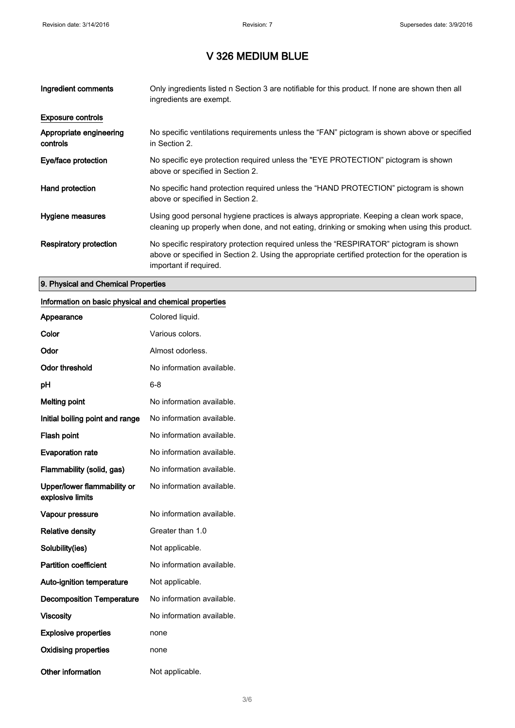# V 326 MEDIUM BLUE

| | |
|---|---|
| **Ingredient comments** | Only ingredients listed n Section 3 are notifiable for this product. If none are shown then all ingredients are exempt. |

**Exposure controls**

| | |
|---|---|
| **Appropriate engineering controls** | No specific ventilations requirements unless the "FAN" pictogram is shown above or specified in Section 2. |
| **Eye/face protection** | No specific eye protection required unless the "EYE PROTECTION" pictogram is shown above or specified in Section 2. |
| **Hand protection** | No specific hand protection required unless the "HAND PROTECTION" pictogram is shown above or specified in Section 2. |
| **Hygiene measures** | Using good personal hygiene practices is always appropriate. Keeping a clean work space, cleaning up properly when done, and not eating, drinking or smoking when using this product. |
| **Respiratory protection** | No specific respiratory protection required unless the "RESPIRATOR" pictogram is shown above or specified in Section 2. Using the appropriate certified protection for the operation is important if required. |

## 9. Physical and Chemical Properties

**Information on basic physical and chemical properties**

| | |
|---|---|
| **Appearance** | Colored liquid. |
| **Color** | Various colors. |
| **Odor** | Almost odorless. |
| **Odor threshold** | No information available. |
| **pH** | 6-8 |
| **Melting point** | No information available. |
| **Initial boiling point and range** | No information available. |
| **Flash point** | No information available. |
| **Evaporation rate** | No information available. |
| **Flammability (solid, gas)** | No information available. |
| **Upper/lower flammability or explosive limits** | No information available. |
| **Vapour pressure** | No information available. |
| **Relative density** | Greater than 1.0 |
| **Solubility(ies)** | Not applicable. |
| **Partition coefficient** | No information available. |
| **Auto-ignition temperature** | Not applicable. |
| **Decomposition Temperature** | No information available. |
| **Viscosity** | No information available. |
| **Explosive properties** | none |
| **Oxidising properties** | none |
| **Other information** | Not applicable. |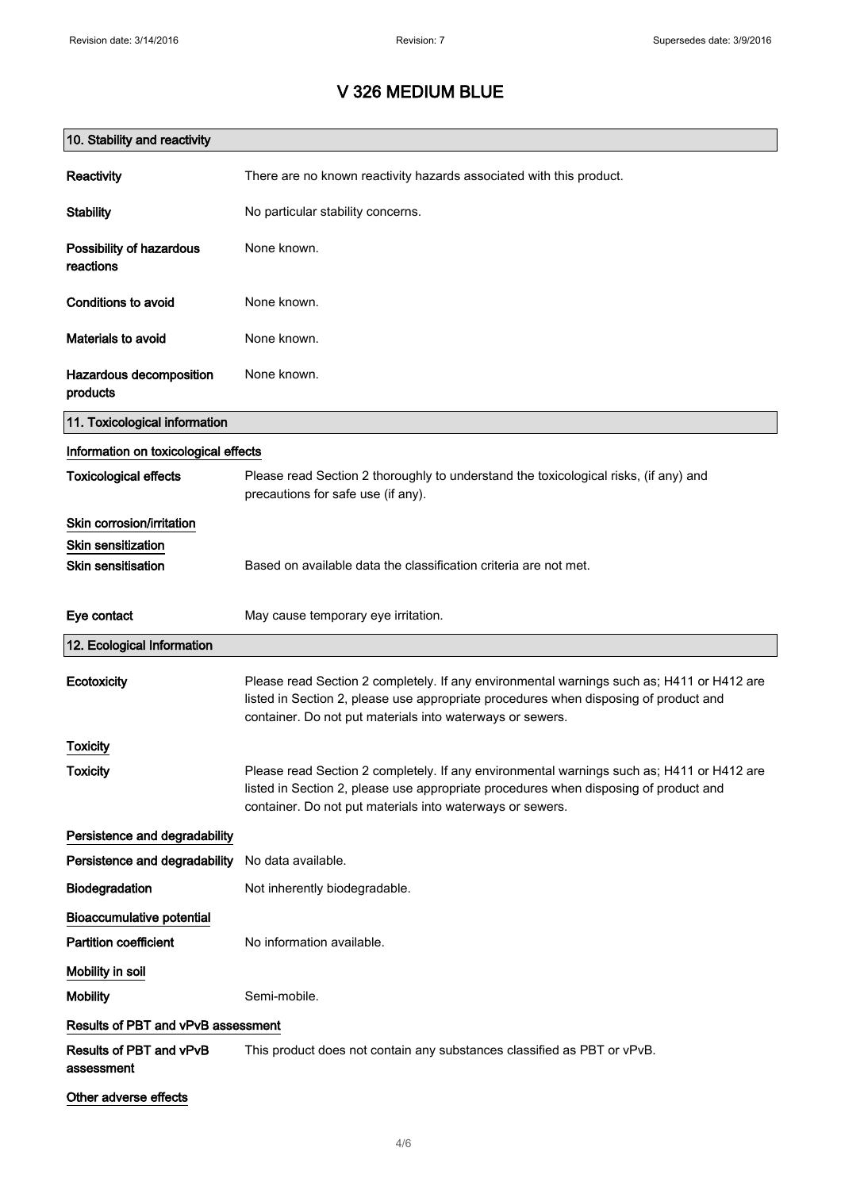# V 326 MEDIUM BLUE

## 10. Stability and reactivity

**Reactivity** There are no known reactivity hazards associated with this product.

**Stability** No particular stability concerns.

**Possibility of hazardous reactions** None known.

**Conditions to avoid** None known.

**Materials to avoid** None known.

**Hazardous decomposition products** None known.

## 11. Toxicological information

### Information on toxicological effects

**Toxicological effects** Please read Section 2 thoroughly to understand the toxicological risks, (if any) and precautions for safe use (if any).

### Skin corrosion/irritation

### Skin sensitization

**Skin sensitisation** Based on available data the classification criteria are not met.

**Eye contact** May cause temporary eye irritation.

## 12. Ecological Information

**Ecotoxicity** Please read Section 2 completely. If any environmental warnings such as; H411 or H412 are listed in Section 2, please use appropriate procedures when disposing of product and container. Do not put materials into waterways or sewers.

### Toxicity

**Toxicity** Please read Section 2 completely. If any environmental warnings such as; H411 or H412 are listed in Section 2, please use appropriate procedures when disposing of product and container. Do not put materials into waterways or sewers.

### Persistence and degradability

**Persistence and degradability** No data available.

**Biodegradation** Not inherently biodegradable.

### Bioaccumulative potential

**Partition coefficient** No information available.

### Mobility in soil

**Mobility** Semi-mobile.

### Results of PBT and vPvB assessment

**Results of PBT and vPvB assessment** This product does not contain any substances classified as PBT or vPvB.

### Other adverse effects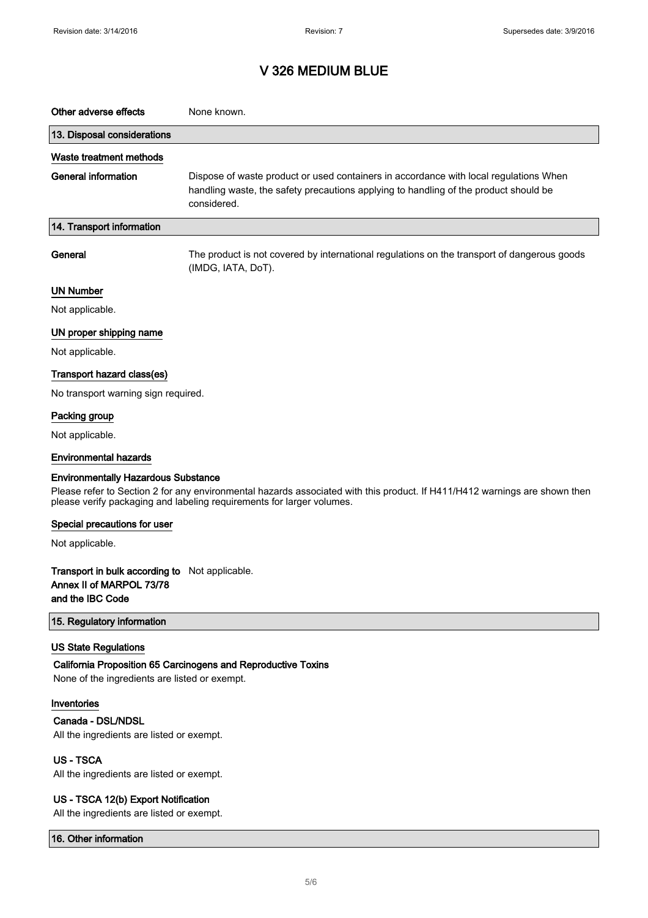# V 326 MEDIUM BLUE

**Other adverse effects** None known.

## 13. Disposal considerations

### Waste treatment methods

**General information** Dispose of waste product or used containers in accordance with local regulations When handling waste, the safety precautions applying to handling of the product should be considered.

## 14. Transport information

**General** The product is not covered by international regulations on the transport of dangerous goods (IMDG, IATA, DoT).

### UN Number

Not applicable.

### UN proper shipping name

Not applicable.

### Transport hazard class(es)

No transport warning sign required.

### Packing group

Not applicable.

### Environmental hazards

**Environmentally Hazardous Substance**

Please refer to Section 2 for any environmental hazards associated with this product. If H411/H412 warnings are shown then please verify packaging and labeling requirements for larger volumes.

### Special precautions for user

Not applicable.

**Transport in bulk according to Annex II of MARPOL 73/78 and the IBC Code** Not applicable.

## 15. Regulatory information

### US State Regulations

**California Proposition 65 Carcinogens and Reproductive Toxins**

None of the ingredients are listed or exempt.

### Inventories

**Canada - DSL/NDSL**

All the ingredients are listed or exempt.

**US - TSCA**

All the ingredients are listed or exempt.

**US - TSCA 12(b) Export Notification**

All the ingredients are listed or exempt.

## 16. Other information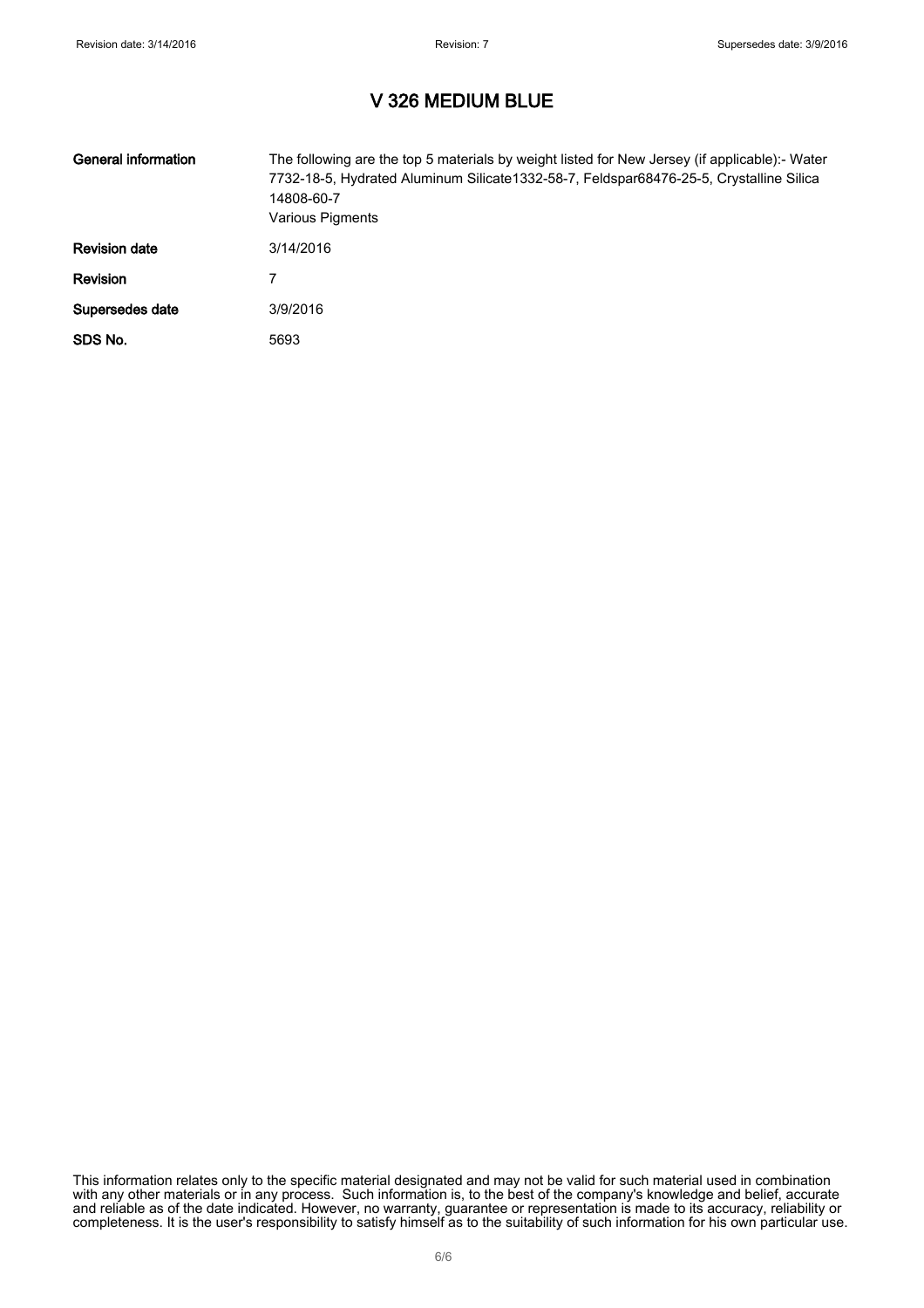# V 326 MEDIUM BLUE

| | |
|---|---|
| **General information** | The following are the top 5 materials by weight listed for New Jersey (if applicable):- Water 7732-18-5, Hydrated Aluminum Silicate1332-58-7, Feldspar68476-25-5, Crystalline Silica 14808-60-7<br>Various Pigments |
| **Revision date** | 3/14/2016 |
| **Revision** | 7 |
| **Supersedes date** | 3/9/2016 |
| **SDS No.** | 5693 |

This information relates only to the specific material designated and may not be valid for such material used in combination with any other materials or in any process. Such information is, to the best of the company's knowledge and belief, accurate and reliable as of the date indicated. However, no warranty, guarantee or representation is made to its accuracy, reliability or completeness. It is the user's responsibility to satisfy himself as to the suitability of such information for his own particular use.